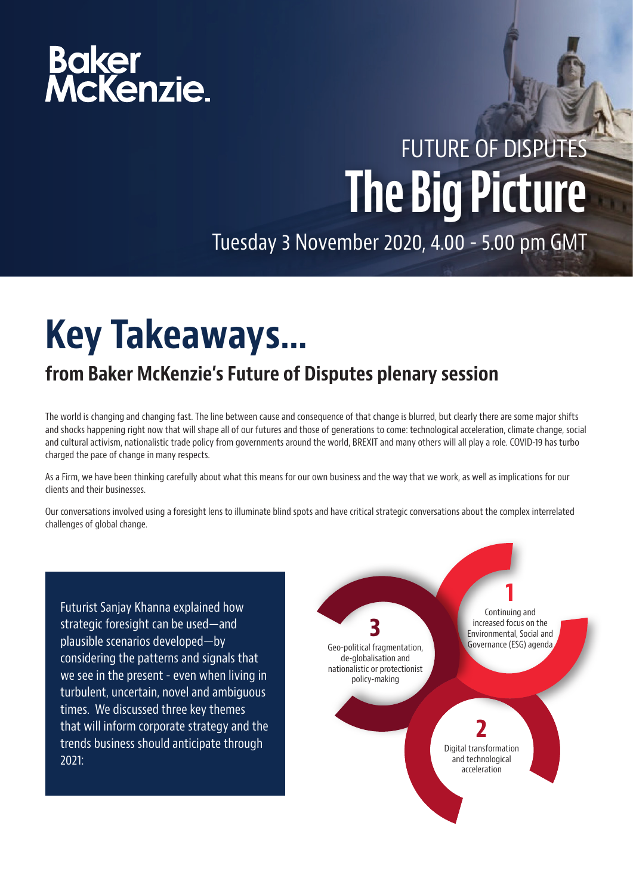Baker McKenzie.

FUTURE OF DISPUTES

# The Big Picture

Tuesday 3 November 2020, 4.00 - 5.00 pm GMT

# Key Takeaways...

## from Baker McKenzie's Future of Disputes plenary session

The world is changing and changing fast. The line between cause and consequence of that change is blurred, but clearly there are some major shifts and shocks happening right now that will shape all of our futures and those of generations to come: technological acceleration, climate change, social and cultural activism, nationalistic trade policy from governments around the world, BREXIT and many others will all play a role. COVID-19 has turbo charged the pace of change in many respects.

As a Firm, we have been thinking carefully about what this means for our own business and the way that we work, as well as implications for our clients and their businesses.

Our conversations involved using a foresight lens to illuminate blind spots and have critical strategic conversations about the complex interrelated challenges of global change.

Futurist Sanjay Khanna explained how strategic foresight can be used—and plausible scenarios developed—by considering the patterns and signals that we see in the present - even when living in turbulent, uncertain, novel and ambiguous times. We discussed three key themes that will inform corporate strategy and the trends business should anticipate through 2021:

**1** Continuing and increased focus on the Environmental, Social and Governance (ESG) agenda

**2** Digital transformation and technological acceleration

**3** Geo-political fragmentation, de-globalisation and nationalistic or protectionist policy-making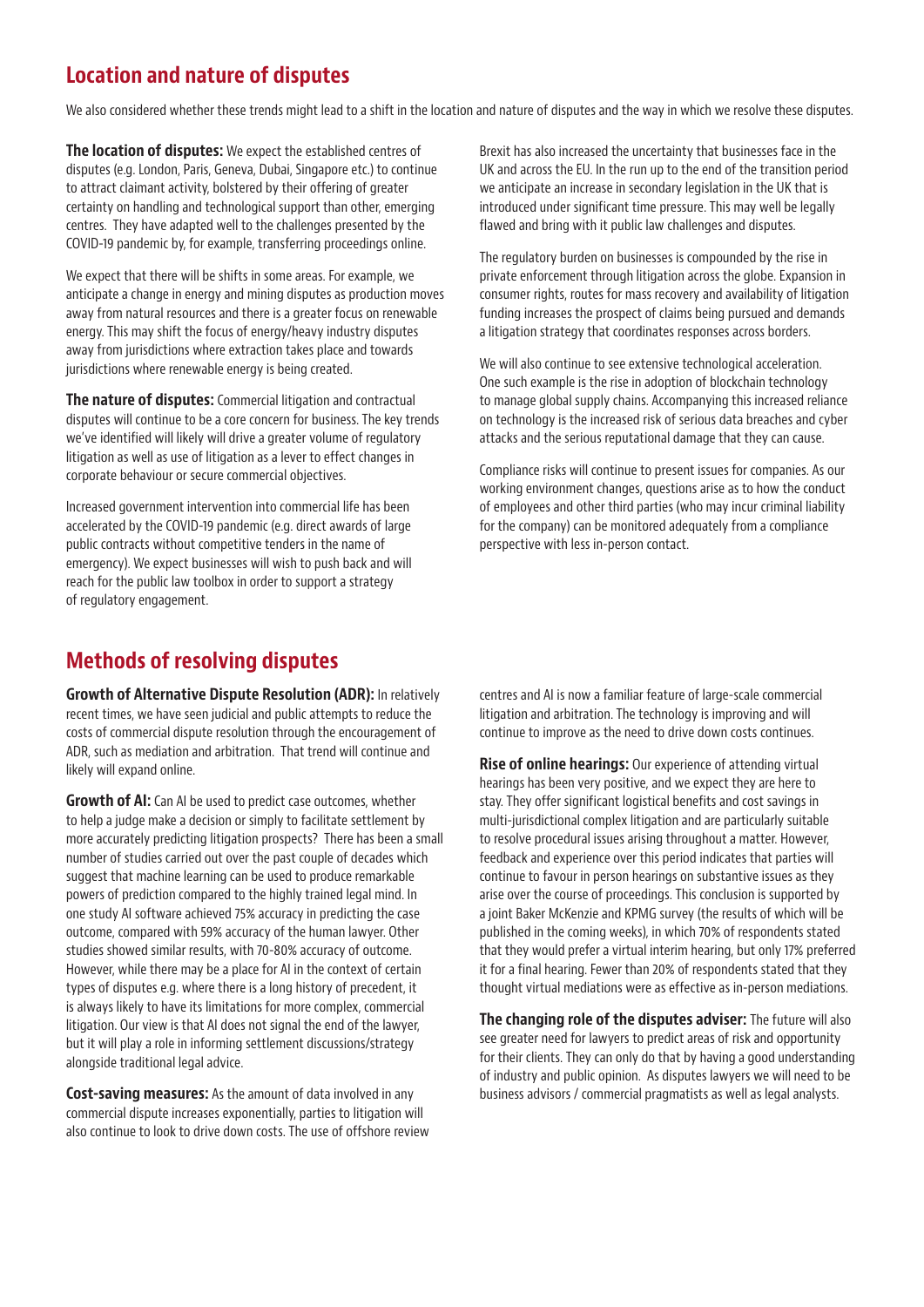## Location and nature of disputes

We also considered whether these trends might lead to a shift in the location and nature of disputes and the way in which we resolve these disputes.

**The location of disputes:** We expect the established centres of disputes (e.g. London, Paris, Geneva, Dubai, Singapore etc.) to continue to attract claimant activity, bolstered by their offering of greater certainty on handling and technological support than other, emerging centres. They have adapted well to the challenges presented by the COVID-19 pandemic by, for example, transferring proceedings online.

We expect that there will be shifts in some areas. For example, we anticipate a change in energy and mining disputes as production moves away from natural resources and there is a greater focus on renewable energy. This may shift the focus of energy/heavy industry disputes away from jurisdictions where extraction takes place and towards jurisdictions where renewable energy is being created.

**The nature of disputes:** Commercial litigation and contractual disputes will continue to be a core concern for business. The key trends we've identified will likely will drive a greater volume of regulatory litigation as well as use of litigation as a lever to effect changes in corporate behaviour or secure commercial objectives.

Increased government intervention into commercial life has been accelerated by the COVID-19 pandemic (e.g. direct awards of large public contracts without competitive tenders in the name of emergency). We expect businesses will wish to push back and will reach for the public law toolbox in order to support a strategy of regulatory engagement.

Brexit has also increased the uncertainty that businesses face in the UK and across the EU. In the run up to the end of the transition period we anticipate an increase in secondary legislation in the UK that is introduced under significant time pressure. This may well be legally flawed and bring with it public law challenges and disputes.

The regulatory burden on businesses is compounded by the rise in private enforcement through litigation across the globe. Expansion in consumer rights, routes for mass recovery and availability of litigation funding increases the prospect of claims being pursued and demands a litigation strategy that coordinates responses across borders.

We will also continue to see extensive technological acceleration. One such example is the rise in adoption of blockchain technology to manage global supply chains. Accompanying this increased reliance on technology is the increased risk of serious data breaches and cyber attacks and the serious reputational damage that they can cause.

Compliance risks will continue to present issues for companies. As our working environment changes, questions arise as to how the conduct of employees and other third parties (who may incur criminal liability for the company) can be monitored adequately from a compliance perspective with less in-person contact.

## Methods of resolving disputes

**Growth of Alternative Dispute Resolution (ADR):** In relatively recent times, we have seen judicial and public attempts to reduce the costs of commercial dispute resolution through the encouragement of ADR, such as mediation and arbitration. That trend will continue and likely will expand online.

**Growth of AI:** Can AI be used to predict case outcomes, whether to help a judge make a decision or simply to facilitate settlement by more accurately predicting litigation prospects? There has been a small number of studies carried out over the past couple of decades which suggest that machine learning can be used to produce remarkable powers of prediction compared to the highly trained legal mind. In one study AI software achieved 75% accuracy in predicting the case outcome, compared with 59% accuracy of the human lawyer. Other studies showed similar results, with 70-80% accuracy of outcome. However, while there may be a place for AI in the context of certain types of disputes e.g. where there is a long history of precedent, it is always likely to have its limitations for more complex, commercial litigation. Our view is that AI does not signal the end of the lawyer, but it will play a role in informing settlement discussions/strategy alongside traditional legal advice.

**Cost-saving measures:** As the amount of data involved in any commercial dispute increases exponentially, parties to litigation will also continue to look to drive down costs. The use of offshore review centres and AI is now a familiar feature of large-scale commercial litigation and arbitration. The technology is improving and will continue to improve as the need to drive down costs continues.

**Rise of online hearings:** Our experience of attending virtual hearings has been very positive, and we expect they are here to stay. They offer significant logistical benefits and cost savings in multi-jurisdictional complex litigation and are particularly suitable to resolve procedural issues arising throughout a matter. However, feedback and experience over this period indicates that parties will continue to favour in person hearings on substantive issues as they arise over the course of proceedings. This conclusion is supported by a joint Baker McKenzie and KPMG survey (the results of which will be published in the coming weeks), in which 70% of respondents stated that they would prefer a virtual interim hearing, but only 17% preferred it for a final hearing. Fewer than 20% of respondents stated that they thought virtual mediations were as effective as in-person mediations.

**The changing role of the disputes adviser:** The future will also see greater need for lawyers to predict areas of risk and opportunity for their clients. They can only do that by having a good understanding of industry and public opinion. As disputes lawyers we will need to be business advisors / commercial pragmatists as well as legal analysts.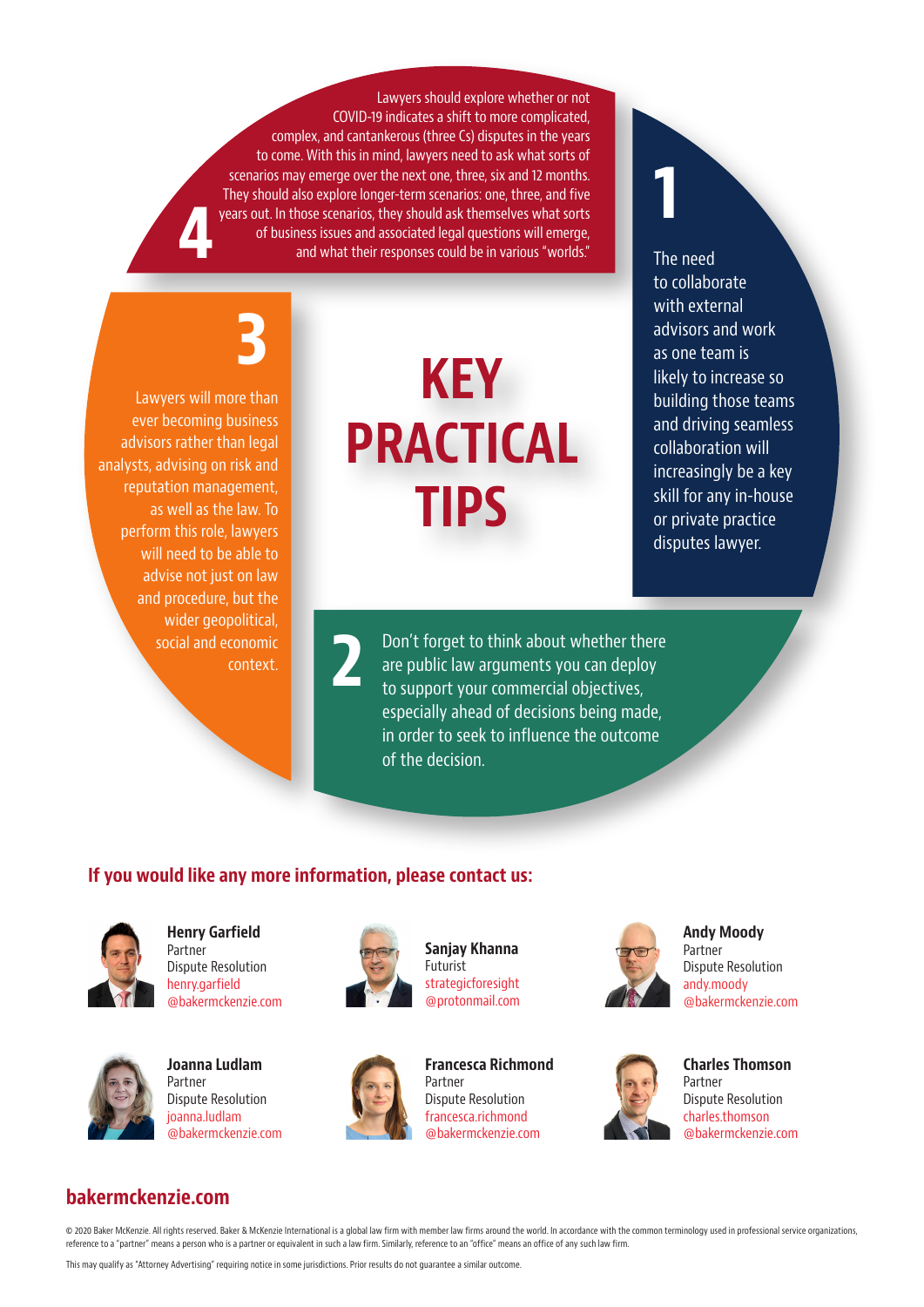# KEY PRACTICAL TIPS

**1**

The need to collaborate with external advisors and work as one team is likely to increase so building those teams and driving seamless collaboration will increasingly be a key skill for any in-house or private practice disputes lawyer.

**2**

Don't forget to think about whether there are public law arguments you can deploy to support your commercial objectives, especially ahead of decisions being made, in order to seek to influence the outcome of the decision.

**3**

Lawyers will more than ever becoming business advisors rather than legal analysts, advising on risk and reputation management, as well as the law. To perform this role, lawyers will need to be able to advise not just on law and procedure, but the wider geopolitical, social and economic context.

**4**

Lawyers should explore whether or not COVID-19 indicates a shift to more complicated, complex, and cantankerous (three Cs) disputes in the years to come. With this in mind, lawyers need to ask what sorts of scenarios may emerge over the next one, three, six and 12 months. They should also explore longer-term scenarios: one, three, and five years out. In those scenarios, they should ask themselves what sorts of business issues and associated legal questions will emerge, and what their responses could be in various "worlds."

## If you would like any more information, please contact us:

**Henry Garfield**
Partner
Dispute Resolution
henry.garfield@bakermckenzie.com

**Sanjay Khanna**
Futurist
strategicforesight@protonmail.com

**Andy Moody**
Partner
Dispute Resolution
andy.moody@bakermckenzie.com

**Joanna Ludlam**
Partner
Dispute Resolution
joanna.ludlam@bakermckenzie.com

**Francesca Richmond**
Partner
Dispute Resolution
francesca.richmond@bakermckenzie.com

**Charles Thomson**
Partner
Dispute Resolution
charles.thomson@bakermckenzie.com

**bakermckenzie.com**

© 2020 Baker McKenzie. All rights reserved. Baker & McKenzie International is a global law firm with member law firms around the world. In accordance with the common terminology used in professional service organizations, reference to a "partner" means a person who is a partner or equivalent in such a law firm. Similarly, reference to an "office" means an office of any such law firm.

This may qualify as "Attorney Advertising" requiring notice in some jurisdictions. Prior results do not guarantee a similar outcome.